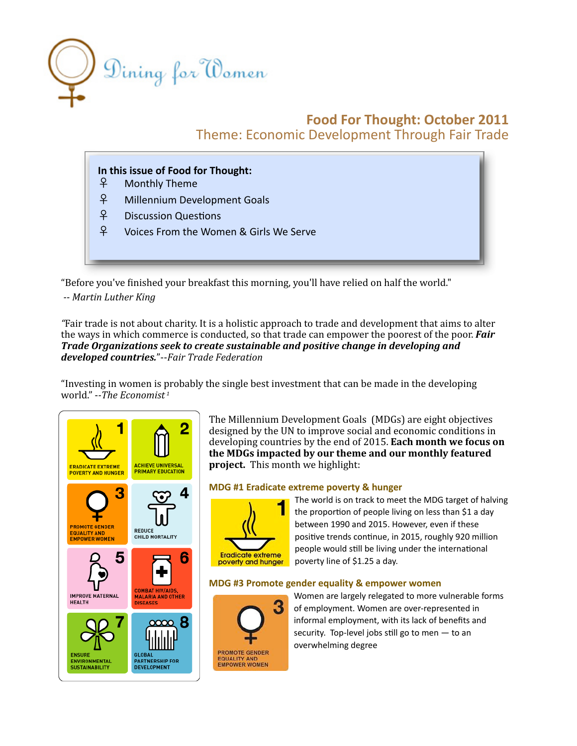Dining for Women

# Food For Thought: October 2011

## Theme: Economic Development Through Fair Trade

**In this issue of Food for Thought:**

- ♀ Monthly Theme
- ♀ Millennium Development Goals
- ♀ Discussion Questions
- ♀ Voices From the Women & Girls We Serve

"Before you've finished your breakfast this morning, you'll have relied on half the world."
-- *Martin Luther King*

*"*Fair trade is not about charity. It is a holistic approach to trade and development that aims to alter the ways in which commerce is conducted, so that trade can empower the poorest of the poor. ***Fair Trade Organizations seek to create sustainable and positive change in developing and developed countries.***"*--Fair Trade Federation*

"Investing in women is probably the single best investment that can be made in the developing world." --*The Economist* [1]

1 ERADICATE EXTREME POVERTY AND HUNGER
2 ACHIEVE UNIVERSAL PRIMARY EDUCATION
3 PROMOTE GENDER EQUALITY AND EMPOWER WOMEN
4 REDUCE CHILD MORTALITY
5 IMPROVE MATERNAL HEALTH
6 COMBAT HIV/AIDS, MALARIA AND OTHER DISEASES
7 ENSURE ENVIRONMENTAL SUSTAINABILITY
8 GLOBAL PARTNERSHIP FOR DEVELOPMENT

The Millennium Development Goals (MDGs) are eight objectives designed by the UN to improve social and economic conditions in developing countries by the end of 2015. **Each month we focus on the MDGs impacted by our theme and our monthly featured project.** This month we highlight:

### MDG #1 Eradicate extreme poverty & hunger

1 Eradicate extreme poverty and hunger

The world is on track to meet the MDG target of halving the proportion of people living on less than $1 a day between 1990 and 2015. However, even if these positive trends continue, in 2015, roughly 920 million people would still be living under the international poverty line of $1.25 a day.

### MDG #3 Promote gender equality & empower women

3 PROMOTE GENDER EQUALITY AND EMPOWER WOMEN

Women are largely relegated to more vulnerable forms of employment. Women are over-represented in informal employment, with its lack of benefits and security. Top-level jobs still go to men — to an overwhelming degree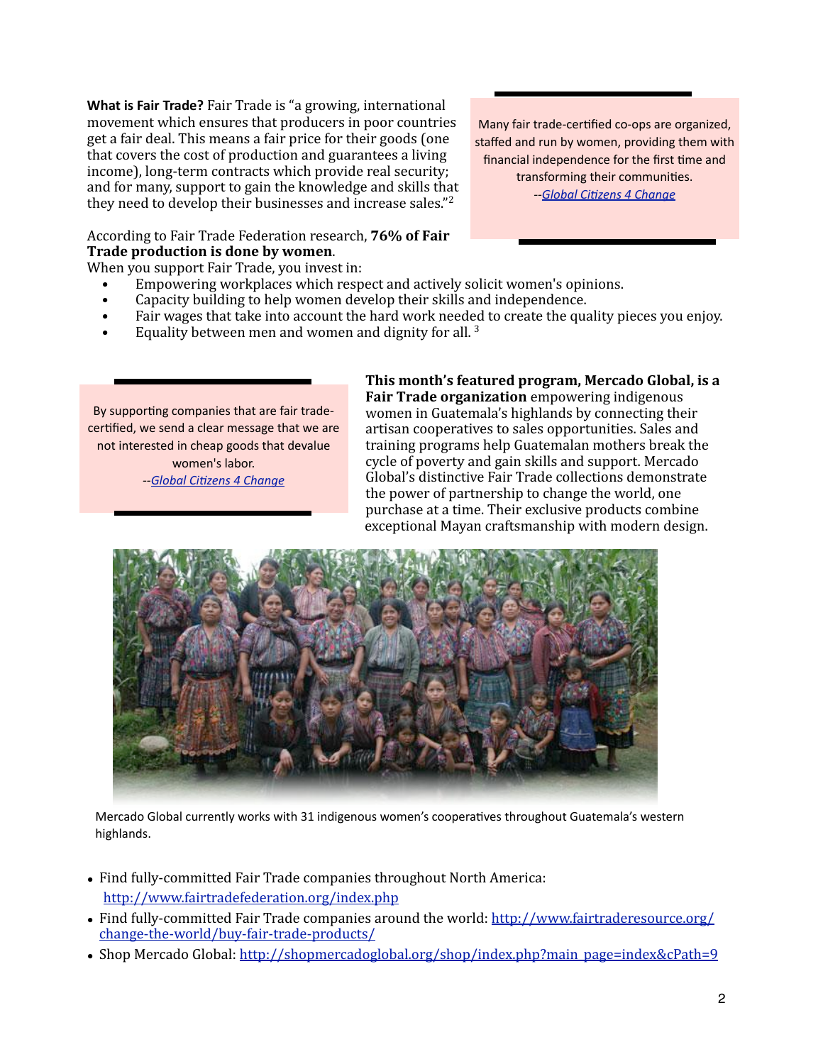**What is Fair Trade?** Fair Trade is "a growing, international movement which ensures that producers in poor countries get a fair deal. This means a fair price for their goods (one that covers the cost of production and guarantees a living income), long-term contracts which provide real security; and for many, support to gain the knowledge and skills that they need to develop their businesses and increase sales."[2]

> Many fair trade-certified co-ops are organized, staffed and run by women, providing them with financial independence for the first time and transforming their communities.
> --*[Global Citizens 4 Change]()*

According to Fair Trade Federation research, **76% of Fair Trade production is done by women**.

When you support Fair Trade, you invest in:

- Empowering workplaces which respect and actively solicit women's opinions.
- Capacity building to help women develop their skills and independence.
- Fair wages that take into account the hard work needed to create the quality pieces you enjoy.
- Equality between men and women and dignity for all. [3]

> By supporting companies that are fair trade-certified, we send a clear message that we are not interested in cheap goods that devalue women's labor.
> --*[Global Citizens 4 Change]()*

**This month's featured program, Mercado Global, is a Fair Trade organization** empowering indigenous women in Guatemala's highlands by connecting their artisan cooperatives to sales opportunities. Sales and training programs help Guatemalan mothers break the cycle of poverty and gain skills and support. Mercado Global's distinctive Fair Trade collections demonstrate the power of partnership to change the world, one purchase at a time. Their exclusive products combine exceptional Mayan craftsmanship with modern design.

Mercado Global currently works with 31 indigenous women's cooperatives throughout Guatemala's western highlands.

- Find fully-committed Fair Trade companies throughout North America: [http://www.fairtradefederation.org/index.php](http://www.fairtradefederation.org/index.php)
- Find fully-committed Fair Trade companies around the world: [http://www.fairtraderesource.org/change-the-world/buy-fair-trade-products/](http://www.fairtraderesource.org/change-the-world/buy-fair-trade-products/)
- Shop Mercado Global: [http://shopmercadoglobal.org/shop/index.php?main_page=index&cPath=9](http://shopmercadoglobal.org/shop/index.php?main_page=index&cPath=9)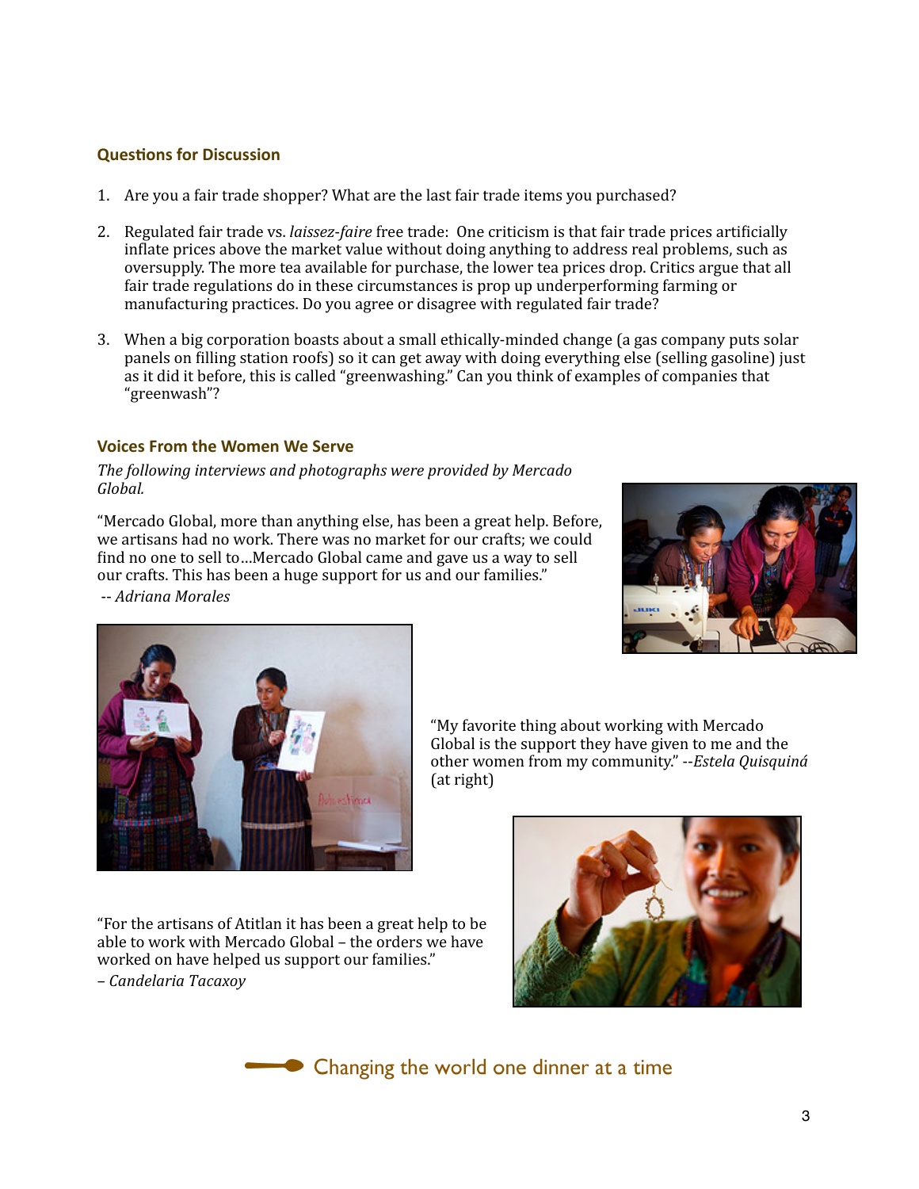## Questions for Discussion

1. Are you a fair trade shopper? What are the last fair trade items you purchased?

2. Regulated fair trade vs. *laissez-faire* free trade: One criticism is that fair trade prices artificially inflate prices above the market value without doing anything to address real problems, such as oversupply. The more tea available for purchase, the lower tea prices drop. Critics argue that all fair trade regulations do in these circumstances is prop up underperforming farming or manufacturing practices. Do you agree or disagree with regulated fair trade?

3. When a big corporation boasts about a small ethically-minded change (a gas company puts solar panels on filling station roofs) so it can get away with doing everything else (selling gasoline) just as it did it before, this is called "greenwashing." Can you think of examples of companies that "greenwash"?

## Voices From the Women We Serve

*The following interviews and photographs were provided by Mercado Global.*

"Mercado Global, more than anything else, has been a great help. Before, we artisans had no work. There was no market for our crafts; we could find no one to sell to…Mercado Global came and gave us a way to sell our crafts. This has been a huge support for us and our families."
-- *Adriana Morales*

"My favorite thing about working with Mercado Global is the support they have given to me and the other women from my community." --*Estela Quisquiná* (at right)

"For the artisans of Atitlan it has been a great help to be able to work with Mercado Global – the orders we have worked on have helped us support our families."
– *Candelaria Tacaxoy*

Changing the world one dinner at a time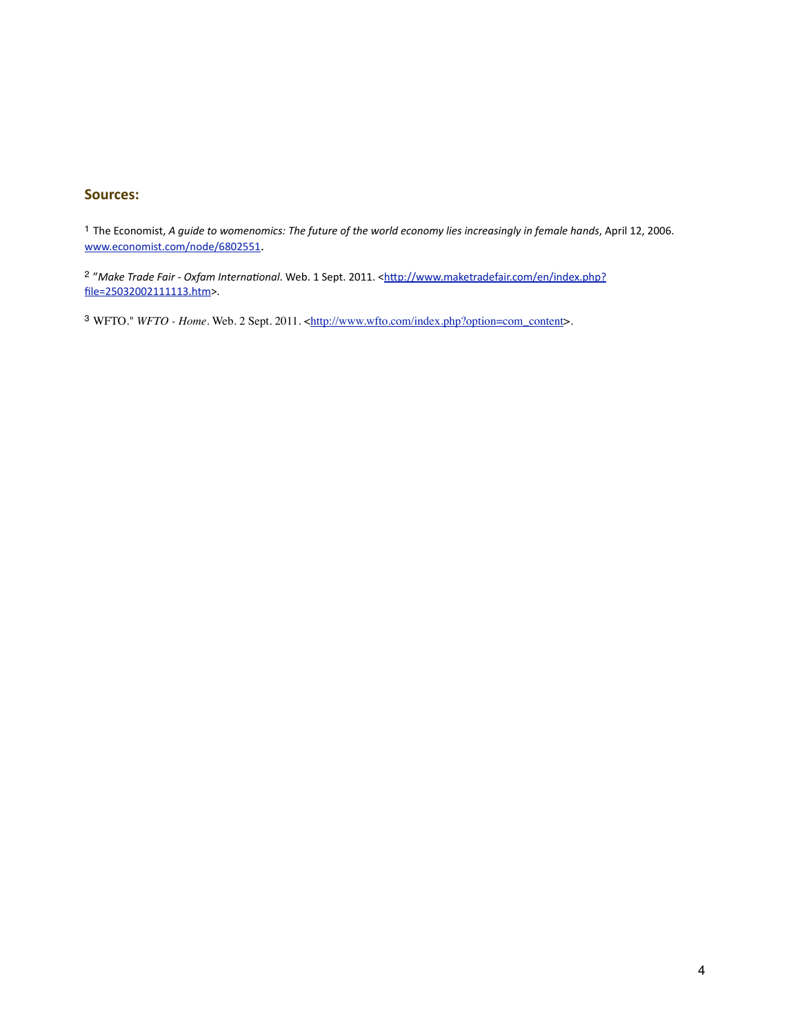### Sources:

[1] The Economist, *A guide to womenomics: The future of the world economy lies increasingly in female hands*, April 12, 2006. www.economist.com/node/6802551.

[2] "*Make Trade Fair - Oxfam International*. Web. 1 Sept. 2011. <http://www.maketradefair.com/en/index.php?file=25032002111113.htm>.

[3] WFTO." *WFTO - Home*. Web. 2 Sept. 2011. <http://www.wfto.com/index.php?option=com_content>.